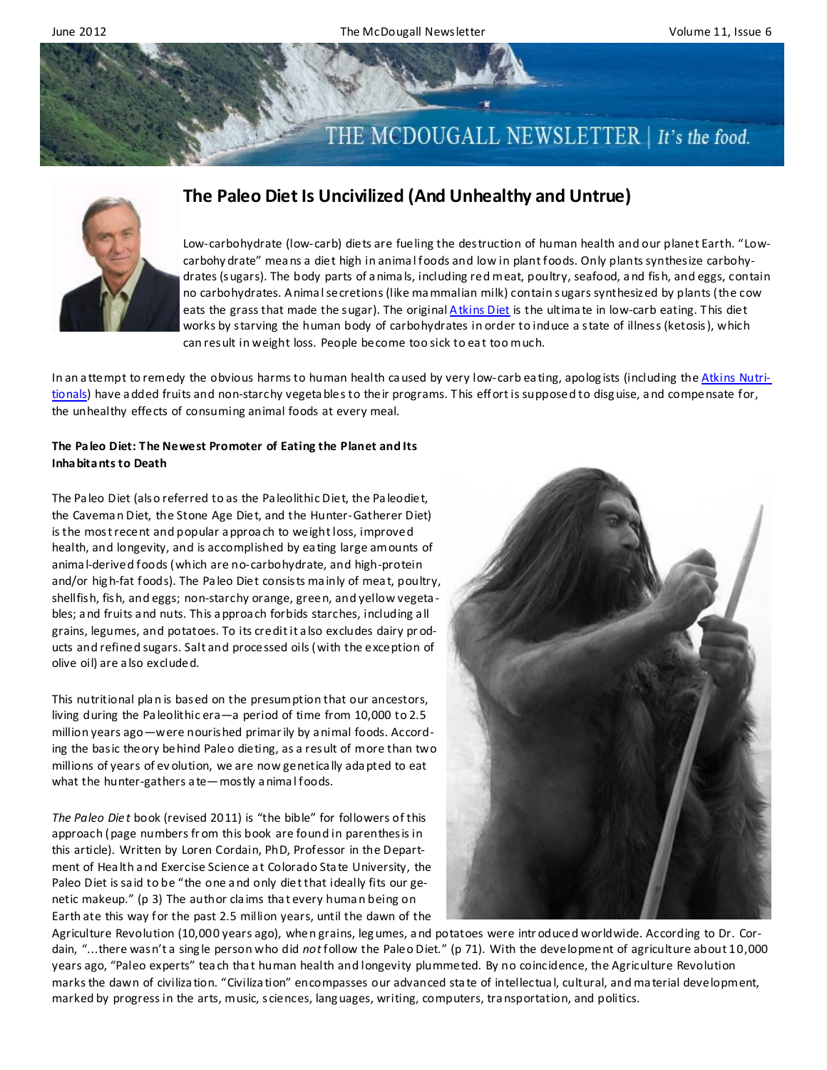# The Paleo Diet Is Uncivilized (And Unhealthy and Untrue)

Low-carbohydrate (low-carb) diets are fueling the destruction of human health and our planet Earth. "Low-carbohydrate" means a diet high in animal foods and low in plant foods. Only plants synthesize carbohydrates (sugars). The body parts of animals, including red meat, poultry, seafood, and fish, and eggs, contain no carbohydrates. Animal secretions (like mammalian milk) contain sugars synthesized by plants (the cow eats the grass that made the sugar). The original Atkins Diet is the ultimate in low-carb eating. This diet works by starving the human body of carbohydrates in order to induce a state of illness (ketosis), which can result in weight loss. People become too sick to eat too much.

In an attempt to remedy the obvious harms to human health caused by very low-carb eating, apologists (including the Atkins Nutritionals) have added fruits and non-starchy vegetables to their programs. This effort is supposed to disguise, and compensate for, the unhealthy effects of consuming animal foods at every meal.

**The Paleo Diet: The Newest Promoter of Eating the Planet and Its Inhabitants to Death**

The Paleo Diet (also referred to as the Paleolithic Diet, the Paleodiet, the Caveman Diet, the Stone Age Diet, and the Hunter-Gatherer Diet) is the most recent and popular approach to weight loss, improved health, and longevity, and is accomplished by eating large amounts of animal-derived foods (which are no-carbohydrate, and high-protein and/or high-fat foods). The Paleo Diet consists mainly of meat, poultry, shellfish, fish, and eggs; non-starchy orange, green, and yellow vegetables; and fruits and nuts. This approach forbids starches, including all grains, legumes, and potatoes. To its credit it also excludes dairy products and refined sugars. Salt and processed oils (with the exception of olive oil) are also excluded.

This nutritional plan is based on the presumption that our ancestors, living during the Paleolithic era—a period of time from 10,000 to 2.5 million years ago—were nourished primarily by animal foods. According the basic theory behind Paleo dieting, as a result of more than two millions of years of evolution, we are now genetically adapted to eat what the hunter-gathers ate—mostly animal foods.

*The Paleo Diet* book (revised 2011) is "the bible" for followers of this approach (page numbers from this book are found in parenthesis in this article). Written by Loren Cordain, PhD, Professor in the Department of Health and Exercise Science at Colorado State University, the Paleo Diet is said to be "the one and only diet that ideally fits our genetic makeup." (p 3) The author claims that every human being on Earth ate this way for the past 2.5 million years, until the dawn of the Agriculture Revolution (10,000 years ago), when grains, legumes, and potatoes were introduced worldwide. According to Dr. Cordain, "...there wasn't a single person who did *not* follow the Paleo Diet." (p 71). With the development of agriculture about 10,000 years ago, "Paleo experts" teach that human health and longevity plummeted. By no coincidence, the Agriculture Revolution marks the dawn of civilization. "Civilization" encompasses our advanced state of intellectual, cultural, and material development, marked by progress in the arts, music, sciences, languages, writing, computers, transportation, and politics.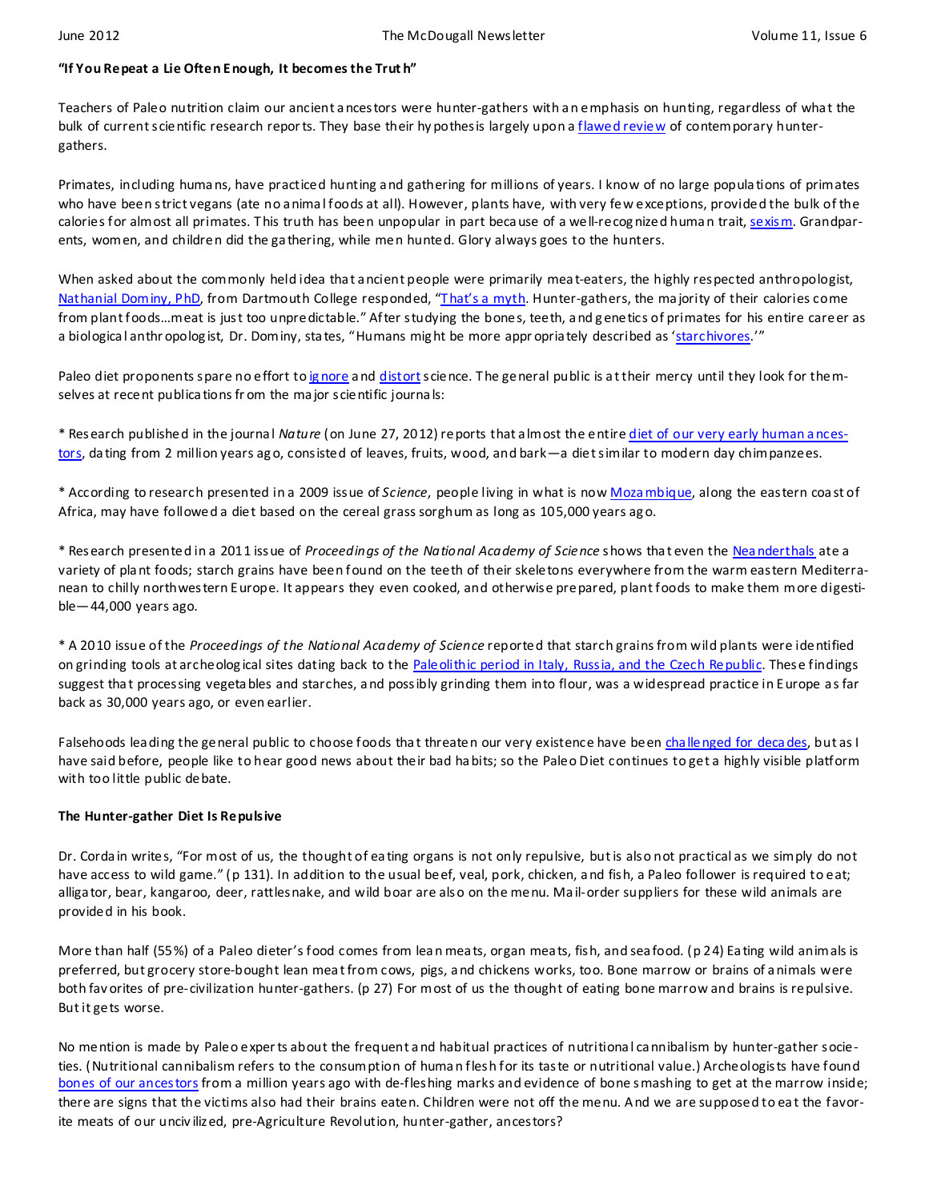**"If You Repeat a Lie Often Enough, It becomes the Truth"**

Teachers of Paleo nutrition claim our ancient ancestors were hunter-gathers with an emphasis on hunting, regardless of what the bulk of current scientific research reports. They base their hypothesis largely upon a flawed review of contemporary hunter-gathers.

Primates, including humans, have practiced hunting and gathering for millions of years. I know of no large populations of primates who have been strict vegans (ate no animal foods at all). However, plants have, with very few exceptions, provided the bulk of the calories for almost all primates. This truth has been unpopular in part because of a well-recognized human trait, sexism. Grandparents, women, and children did the gathering, while men hunted. Glory always goes to the hunters.

When asked about the commonly held idea that ancient people were primarily meat-eaters, the highly respected anthropologist, Nathanial Dominy, PhD, from Dartmouth College responded, "That's a myth. Hunter-gathers, the majority of their calories come from plant foods…meat is just too unpredictable." After studying the bones, teeth, and genetics of primates for his entire career as a biological anthropologist, Dr. Dominy, states, "Humans might be more appropriately described as 'starchivores.'"

Paleo diet proponents spare no effort to ignore and distort science. The general public is at their mercy until they look for themselves at recent publications from the major scientific journals:

* Research published in the journal *Nature* (on June 27, 2012) reports that almost the entire diet of our very early human ancestors, dating from 2 million years ago, consisted of leaves, fruits, wood, and bark—a diet similar to modern day chimpanzees.

* According to research presented in a 2009 issue of *Science*, people living in what is now Mozambique, along the eastern coast of Africa, may have followed a diet based on the cereal grass sorghum as long as 105,000 years ago.

* Research presented in a 2011 issue of *Proceedings of the National Academy of Science* shows that even the Neanderthals ate a variety of plant foods; starch grains have been found on the teeth of their skeletons everywhere from the warm eastern Mediterranean to chilly northwestern Europe. It appears they even cooked, and otherwise prepared, plant foods to make them more digestible—44,000 years ago.

* A 2010 issue of the *Proceedings of the National Academy of Science* reported that starch grains from wild plants were identified on grinding tools at archeological sites dating back to the Paleolithic period in Italy, Russia, and the Czech Republic. These findings suggest that processing vegetables and starches, and possibly grinding them into flour, was a widespread practice in Europe as far back as 30,000 years ago, or even earlier.

Falsehoods leading the general public to choose foods that threaten our very existence have been challenged for decades, but as I have said before, people like to hear good news about their bad habits; so the Paleo Diet continues to get a highly visible platform with too little public debate.

**The Hunter-gather Diet Is Repulsive**

Dr. Cordain writes, "For most of us, the thought of eating organs is not only repulsive, but is also not practical as we simply do not have access to wild game." (p 131). In addition to the usual beef, veal, pork, chicken, and fish, a Paleo follower is required to eat; alligator, bear, kangaroo, deer, rattlesnake, and wild boar are also on the menu. Mail-order suppliers for these wild animals are provided in his book.

More than half (55%) of a Paleo dieter's food comes from lean meats, organ meats, fish, and seafood. (p 24) Eating wild animals is preferred, but grocery store-bought lean meat from cows, pigs, and chickens works, too. Bone marrow or brains of animals were both favorites of pre-civilization hunter-gathers. (p 27) For most of us the thought of eating bone marrow and brains is repulsive. But it gets worse.

No mention is made by Paleo experts about the frequent and habitual practices of nutritional cannibalism by hunter-gather societies. (Nutritional cannibalism refers to the consumption of human flesh for its taste or nutritional value.) Archeologists have found bones of our ancestors from a million years ago with de-fleshing marks and evidence of bone smashing to get at the marrow inside; there are signs that the victims also had their brains eaten. Children were not off the menu. And we are supposed to eat the favorite meats of our uncivilized, pre-Agriculture Revolution, hunter-gather, ancestors?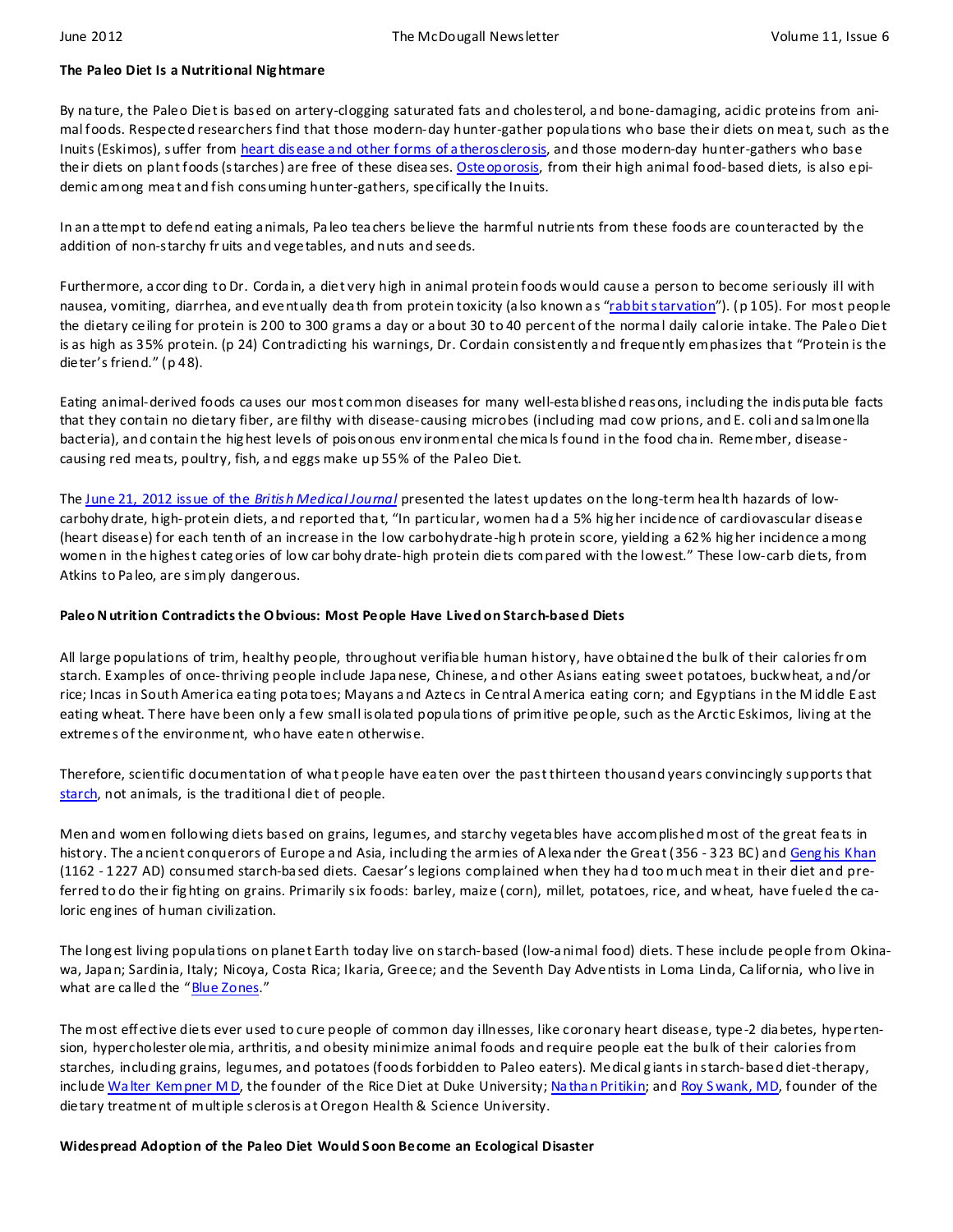**The Paleo Diet Is a Nutritional Nightmare**

By nature, the Paleo Diet is based on artery-clogging saturated fats and cholesterol, and bone-damaging, acidic proteins from animal foods. Respected researchers find that those modern-day hunter-gather populations who base their diets on meat, such as the Inuits (Eskimos), suffer from heart disease and other forms of atherosclerosis, and those modern-day hunter-gathers who base their diets on plant foods (starches) are free of these diseases. Osteoporosis, from their high animal food-based diets, is also epidemic among meat and fish consuming hunter-gathers, specifically the Inuits.

In an attempt to defend eating animals, Paleo teachers believe the harmful nutrients from these foods are counteracted by the addition of non-starchy fruits and vegetables, and nuts and seeds.

Furthermore, according to Dr. Cordain, a diet very high in animal protein foods would cause a person to become seriously ill with nausea, vomiting, diarrhea, and eventually death from protein toxicity (also known as "rabbit starvation"). (p 105). For most people the dietary ceiling for protein is 200 to 300 grams a day or about 30 to 40 percent of the normal daily calorie intake. The Paleo Diet is as high as 35% protein. (p 24) Contradicting his warnings, Dr. Cordain consistently and frequently emphasizes that "Protein is the dieter's friend." (p 48).

Eating animal-derived foods causes our most common diseases for many well-established reasons, including the indisputable facts that they contain no dietary fiber, are filthy with disease-causing microbes (including mad cow prions, and E. coli and salmonella bacteria), and contain the highest levels of poisonous environmental chemicals found in the food chain. Remember, disease-causing red meats, poultry, fish, and eggs make up 55% of the Paleo Diet.

The June 21, 2012 issue of the *British Medical Journal* presented the latest updates on the long-term health hazards of low-carbohydrate, high-protein diets, and reported that, "In particular, women had a 5% higher incidence of cardiovascular disease (heart disease) for each tenth of an increase in the low carbohydrate-high protein score, yielding a 62% higher incidence among women in the highest categories of low carbohydrate-high protein diets compared with the lowest." These low-carb diets, from Atkins to Paleo, are simply dangerous.

**Paleo Nutrition Contradicts the Obvious: Most People Have Lived on Starch-based Diets**

All large populations of trim, healthy people, throughout verifiable human history, have obtained the bulk of their calories from starch. Examples of once-thriving people include Japanese, Chinese, and other Asians eating sweet potatoes, buckwheat, and/or rice; Incas in South America eating potatoes; Mayans and Aztecs in Central America eating corn; and Egyptians in the Middle East eating wheat. There have been only a few small isolated populations of primitive people, such as the Arctic Eskimos, living at the extremes of the environment, who have eaten otherwise.

Therefore, scientific documentation of what people have eaten over the past thirteen thousand years convincingly supports that starch, not animals, is the traditional diet of people.

Men and women following diets based on grains, legumes, and starchy vegetables have accomplished most of the great feats in history. The ancient conquerors of Europe and Asia, including the armies of Alexander the Great (356 - 323 BC) and Genghis Khan (1162 - 1227 AD) consumed starch-based diets. Caesar's legions complained when they had too much meat in their diet and preferred to do their fighting on grains. Primarily six foods: barley, maize (corn), millet, potatoes, rice, and wheat, have fueled the caloric engines of human civilization.

The longest living populations on planet Earth today live on starch-based (low-animal food) diets. These include people from Okinawa, Japan; Sardinia, Italy; Nicoya, Costa Rica; Ikaria, Greece; and the Seventh Day Adventists in Loma Linda, California, who live in what are called the "Blue Zones."

The most effective diets ever used to cure people of common day illnesses, like coronary heart disease, type-2 diabetes, hypertension, hypercholesterolemia, arthritis, and obesity minimize animal foods and require people eat the bulk of their calories from starches, including grains, legumes, and potatoes (foods forbidden to Paleo eaters). Medical giants in starch-based diet-therapy, include Walter Kempner MD, the founder of the Rice Diet at Duke University; Nathan Pritikin; and Roy Swank, MD, founder of the dietary treatment of multiple sclerosis at Oregon Health & Science University.

**Widespread Adoption of the Paleo Diet Would Soon Become an Ecological Disaster**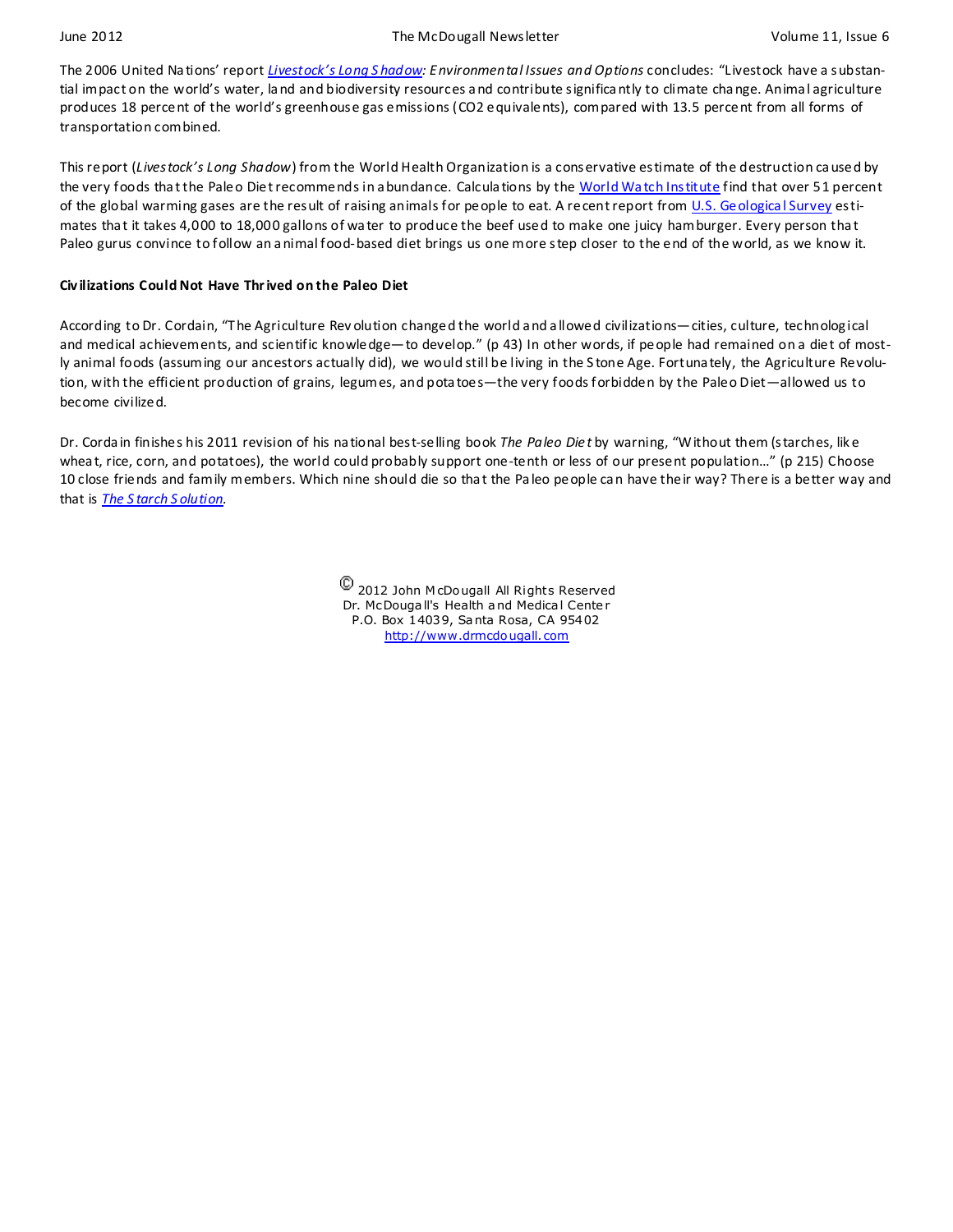The 2006 United Nations' report *Livestock's Long Shadow: Environmental Issues and Options* concludes: "Livestock have a substantial impact on the world's water, land and biodiversity resources and contribute significantly to climate change. Animal agriculture produces 18 percent of the world's greenhouse gas emissions ($CO_2$ equivalents), compared with 13.5 percent from all forms of transportation combined.

This report (*Livestock's Long Shadow*) from the World Health Organization is a conservative estimate of the destruction caused by the very foods that the Paleo Diet recommends in abundance. Calculations by the World Watch Institute find that over 51 percent of the global warming gases are the result of raising animals for people to eat. A recent report from U.S. Geological Survey estimates that it takes 4,000 to 18,000 gallons of water to produce the beef used to make one juicy hamburger. Every person that Paleo gurus convince to follow an animal food-based diet brings us one more step closer to the end of the world, as we know it.

**Civilizations Could Not Have Thrived on the Paleo Diet**

According to Dr. Cordain, "The Agriculture Revolution changed the world and allowed civilizations—cities, culture, technological and medical achievements, and scientific knowledge—to develop." (p 43) In other words, if people had remained on a diet of mostly animal foods (assuming our ancestors actually did), we would still be living in the Stone Age. Fortunately, the Agriculture Revolution, with the efficient production of grains, legumes, and potatoes—the very foods forbidden by the Paleo Diet—allowed us to become civilized.

Dr. Cordain finishes his 2011 revision of his national best-selling book *The Paleo Diet* by warning, "Without them (starches, like wheat, rice, corn, and potatoes), the world could probably support one-tenth or less of our present population…" (p 215) Choose 10 close friends and family members. Which nine should die so that the Paleo people can have their way? There is a better way and that is *The Starch Solution*.

© 2012 John McDougall All Rights Reserved
Dr. McDougall's Health and Medical Center
P.O. Box 14039, Santa Rosa, CA 95402
http://www.drmcdougall.com